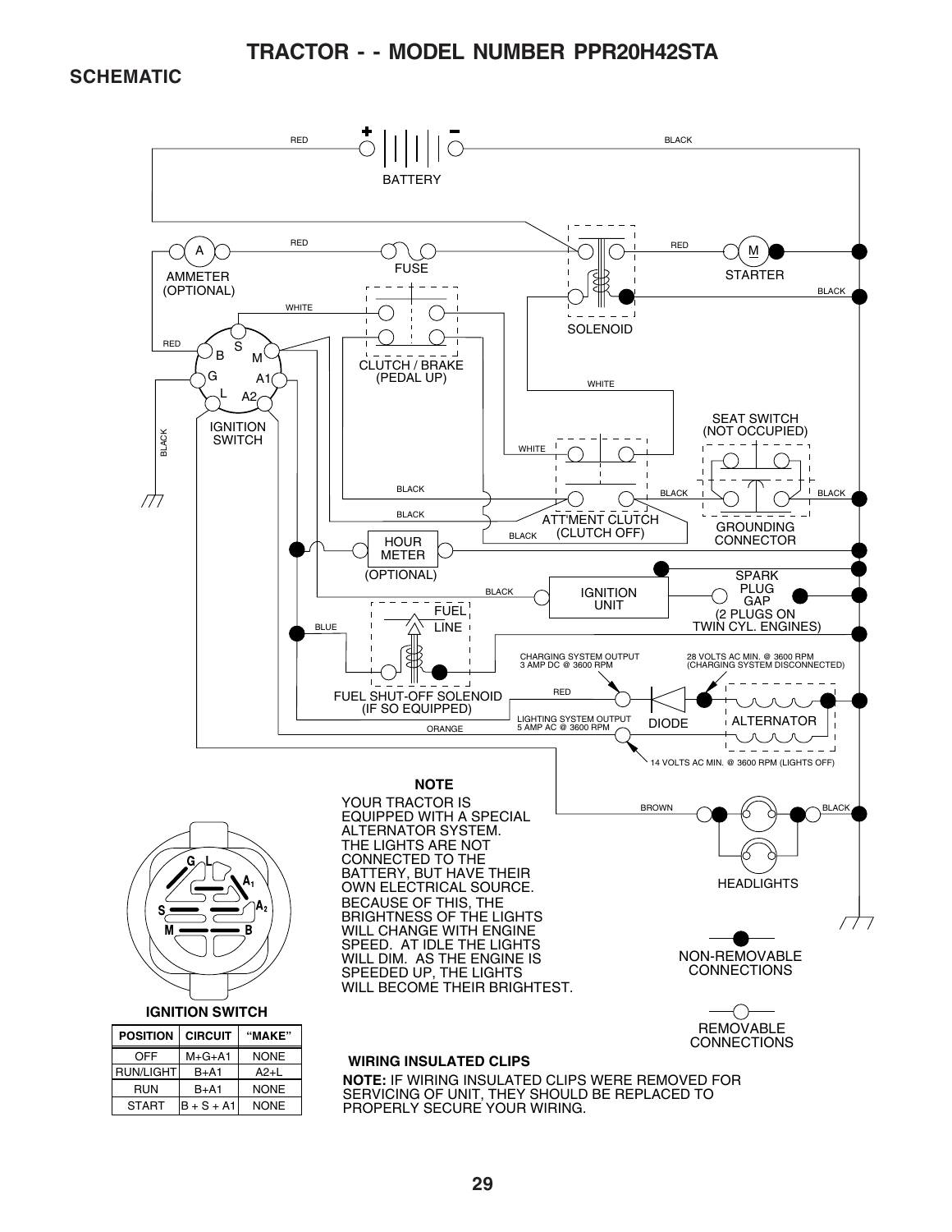# TRACTOR - - MODEL NUMBER PPR20H42STA

## SCHEMATIC

RED

BATTERY

BLACK

RED

AMMETER (OPTIONAL)

FUSE

RED

STARTER

BLACK

WHITE

SOLENOID

RED

CLUTCH / BRAKE (PEDAL UP)

IGNITION SWITCH

WHITE

SEAT SWITCH (NOT OCCUPIED)

BLACK

WHITE

BLACK

BLACK

BLACK

BLACK

ATT'MENT CLUTCH (CLUTCH OFF)

GROUNDING CONNECTOR

BLACK

HOUR METER (OPTIONAL)

SPARK PLUG GAP (2 PLUGS ON TWIN CYL. ENGINES)

BLACK

IGNITION UNIT

BLUE

FUEL LINE

CHARGING SYSTEM OUTPUT 3 AMP DC @ 3600 RPM

28 VOLTS AC MIN. @ 3600 RPM (CHARGING SYSTEM DISCONNECTED)

FUEL SHUT-OFF SOLENOID (IF SO EQUIPPED)

RED

LIGHTING SYSTEM OUTPUT 5 AMP AC @ 3600 RPM

DIODE

ALTERNATOR

ORANGE

14 VOLTS AC MIN. @ 3600 RPM (LIGHTS OFF)

**NOTE**

YOUR TRACTOR IS EQUIPPED WITH A SPECIAL ALTERNATOR SYSTEM. THE LIGHTS ARE NOT CONNECTED TO THE BATTERY, BUT HAVE THEIR OWN ELECTRICAL SOURCE. BECAUSE OF THIS, THE BRIGHTNESS OF THE LIGHTS WILL CHANGE WITH ENGINE SPEED. AT IDLE THE LIGHTS WILL DIM. AS THE ENGINE IS SPEEDED UP, THE LIGHTS WILL BECOME THEIR BRIGHTEST.

BROWN

BLACK

HEADLIGHTS

NON-REMOVABLE CONNECTIONS

REMOVABLE CONNECTIONS

**IGNITION SWITCH**

| POSITION | CIRCUIT | "MAKE" |
|---|---|---|
| OFF | M+G+A1 | NONE |
| RUN/LIGHT | B+A1 | A2+L |
| RUN | B+A1 | NONE |
| START | B + S + A1 | NONE |

**WIRING INSULATED CLIPS**

**NOTE:** IF WIRING INSULATED CLIPS WERE REMOVED FOR SERVICING OF UNIT, THEY SHOULD BE REPLACED TO PROPERLY SECURE YOUR WIRING.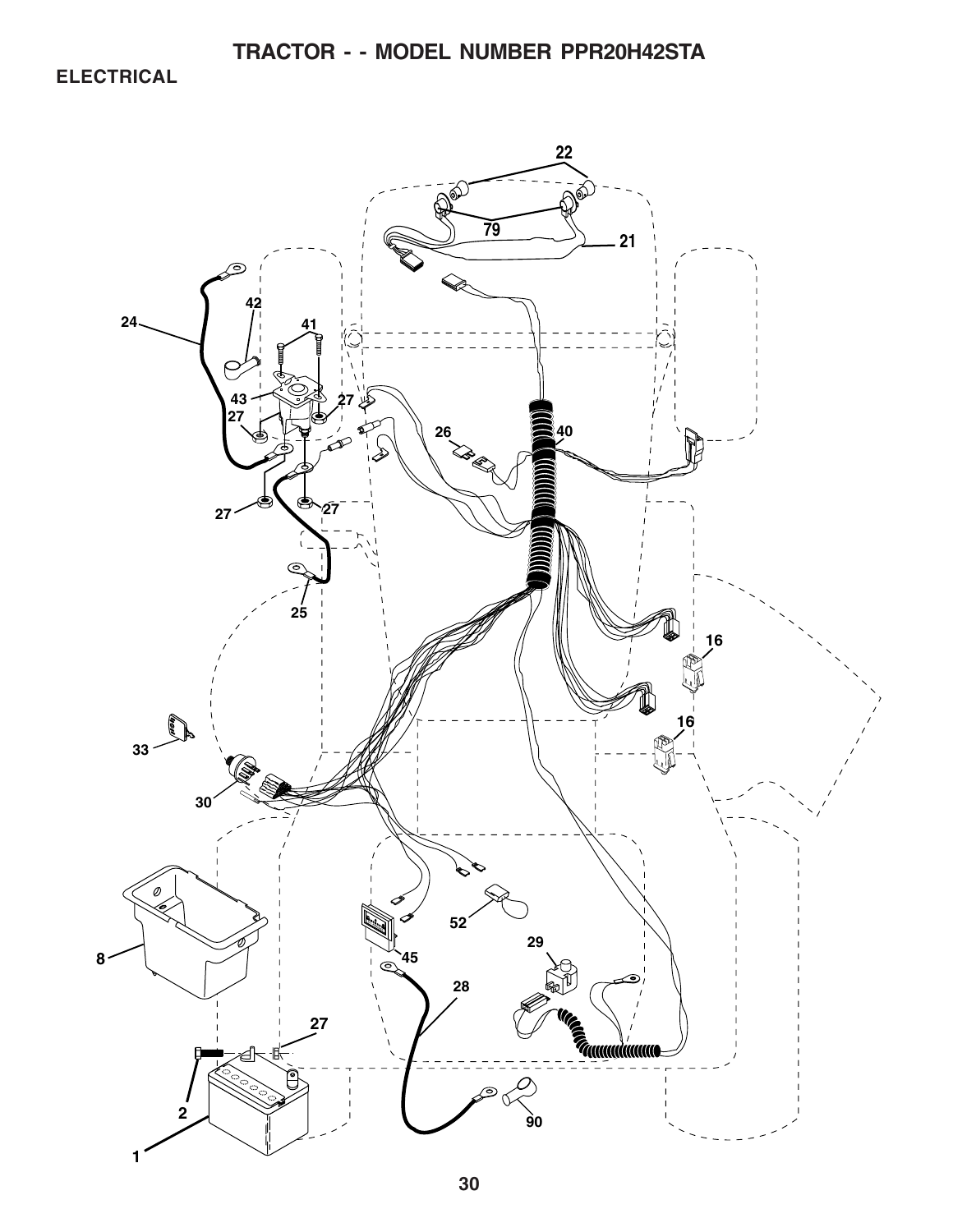# TRACTOR - - MODEL NUMBER PPR20H42STA

## ELECTRICAL

22

79

21

24

42

41

43

27

27

26

40

27

27

25

16

16

33

30

8

52

45

29

28

27

2

90

1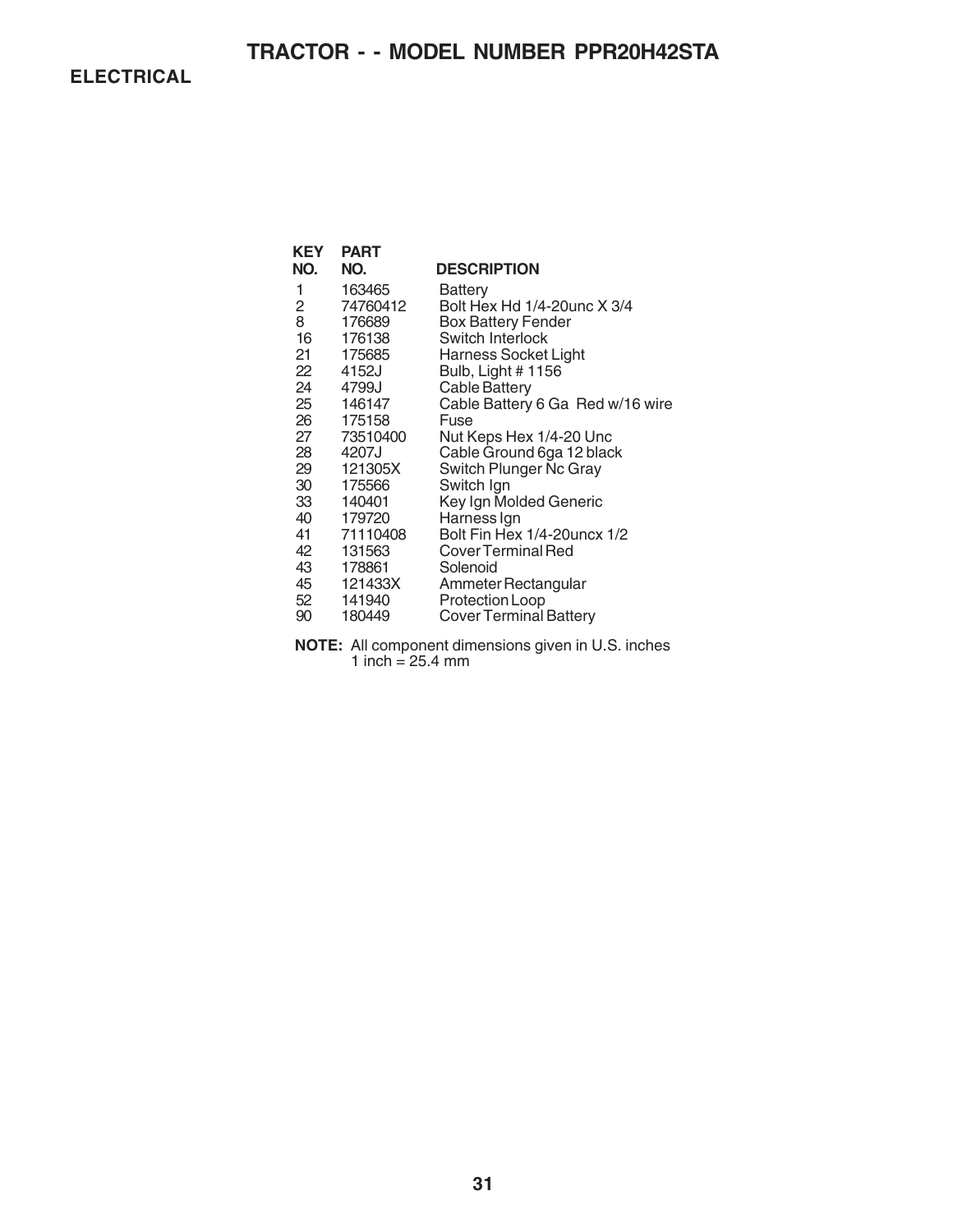# TRACTOR - - MODEL NUMBER PPR20H42STA

## ELECTRICAL

| KEY NO. | PART NO. | DESCRIPTION |
|---|---|---|
| 1 | 163465 | Battery |
| 2 | 74760412 | Bolt Hex Hd 1/4-20unc X 3/4 |
| 8 | 176689 | Box Battery Fender |
| 16 | 176138 | Switch Interlock |
| 21 | 175685 | Harness Socket Light |
| 22 | 4152J | Bulb, Light # 1156 |
| 24 | 4799J | Cable Battery |
| 25 | 146147 | Cable Battery 6 Ga Red w/16 wire |
| 26 | 175158 | Fuse |
| 27 | 73510400 | Nut Keps Hex 1/4-20 Unc |
| 28 | 4207J | Cable Ground 6ga 12 black |
| 29 | 121305X | Switch Plunger Nc Gray |
| 30 | 175566 | Switch Ign |
| 33 | 140401 | Key Ign Molded Generic |
| 40 | 179720 | Harness Ign |
| 41 | 71110408 | Bolt Fin Hex 1/4-20uncx 1/2 |
| 42 | 131563 | Cover Terminal Red |
| 43 | 178861 | Solenoid |
| 45 | 121433X | Ammeter Rectangular |
| 52 | 141940 | Protection Loop |
| 90 | 180449 | Cover Terminal Battery |

**NOTE:** All component dimensions given in U.S. inches
1 inch = 25.4 mm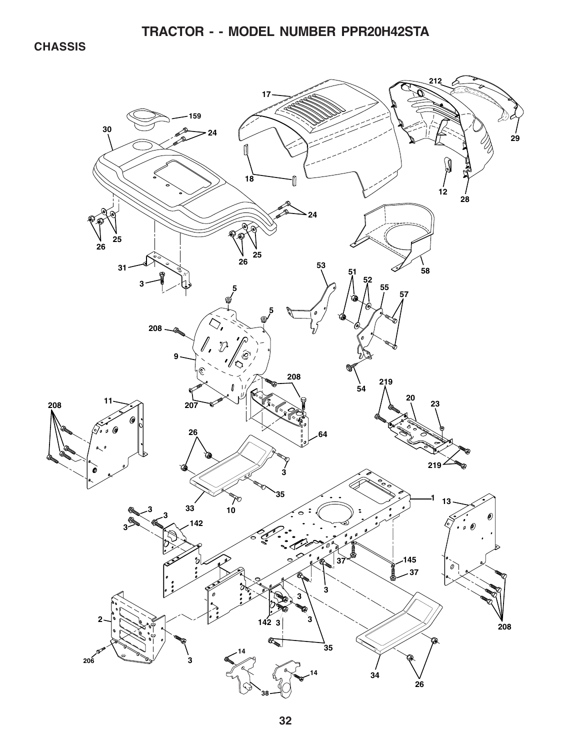# TRACTOR - - MODEL NUMBER PPR20H42STA

## CHASSIS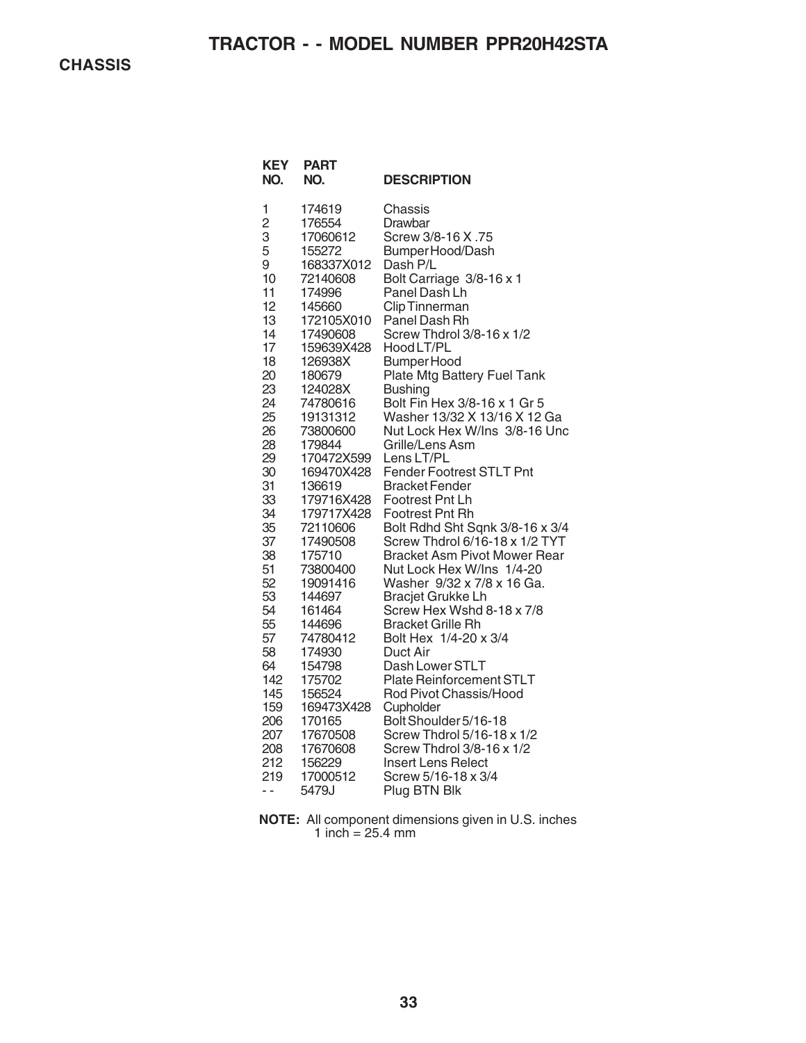# TRACTOR - - MODEL NUMBER PPR20H42STA

## CHASSIS

| KEY NO. | PART NO. | DESCRIPTION |
|---|---|---|
| 1 | 174619 | Chassis |
| 2 | 176554 | Drawbar |
| 3 | 17060612 | Screw 3/8-16 X .75 |
| 5 | 155272 | Bumper Hood/Dash |
| 9 | 168337X012 | Dash P/L |
| 10 | 72140608 | Bolt Carriage 3/8-16 x 1 |
| 11 | 174996 | Panel Dash Lh |
| 12 | 145660 | Clip Tinnerman |
| 13 | 172105X010 | Panel Dash Rh |
| 14 | 17490608 | Screw Thdrol 3/8-16 x 1/2 |
| 17 | 159639X428 | Hood LT/PL |
| 18 | 126938X | Bumper Hood |
| 20 | 180679 | Plate Mtg Battery Fuel Tank |
| 23 | 124028X | Bushing |
| 24 | 74780616 | Bolt Fin Hex 3/8-16 x 1 Gr 5 |
| 25 | 19131312 | Washer 13/32 X 13/16 X 12 Ga |
| 26 | 73800600 | Nut Lock Hex W/Ins 3/8-16 Unc |
| 28 | 179844 | Grille/Lens Asm |
| 29 | 170472X599 | Lens LT/PL |
| 30 | 169470X428 | Fender Footrest STLT Pnt |
| 31 | 136619 | Bracket Fender |
| 33 | 179716X428 | Footrest Pnt Lh |
| 34 | 179717X428 | Footrest Pnt Rh |
| 35 | 72110606 | Bolt Rdhd Sht Sqnk 3/8-16 x 3/4 |
| 37 | 17490508 | Screw Thdrol 6/16-18 x 1/2 TYT |
| 38 | 175710 | Bracket Asm Pivot Mower Rear |
| 51 | 73800400 | Nut Lock Hex W/Ins 1/4-20 |
| 52 | 19091416 | Washer 9/32 x 7/8 x 16 Ga. |
| 53 | 144697 | Bracjet Grukke Lh |
| 54 | 161464 | Screw Hex Wshd 8-18 x 7/8 |
| 55 | 144696 | Bracket Grille Rh |
| 57 | 74780412 | Bolt Hex 1/4-20 x 3/4 |
| 58 | 174930 | Duct Air |
| 64 | 154798 | Dash Lower STLT |
| 142 | 175702 | Plate Reinforcement STLT |
| 145 | 156524 | Rod Pivot Chassis/Hood |
| 159 | 169473X428 | Cupholder |
| 206 | 170165 | Bolt Shoulder 5/16-18 |
| 207 | 17670508 | Screw Thdrol 5/16-18 x 1/2 |
| 208 | 17670608 | Screw Thdrol 3/8-16 x 1/2 |
| 212 | 156229 | Insert Lens Relect |
| 219 | 17000512 | Screw 5/16-18 x 3/4 |
| - - | 5479J | Plug BTN Blk |

**NOTE:** All component dimensions given in U.S. inches
1 inch = 25.4 mm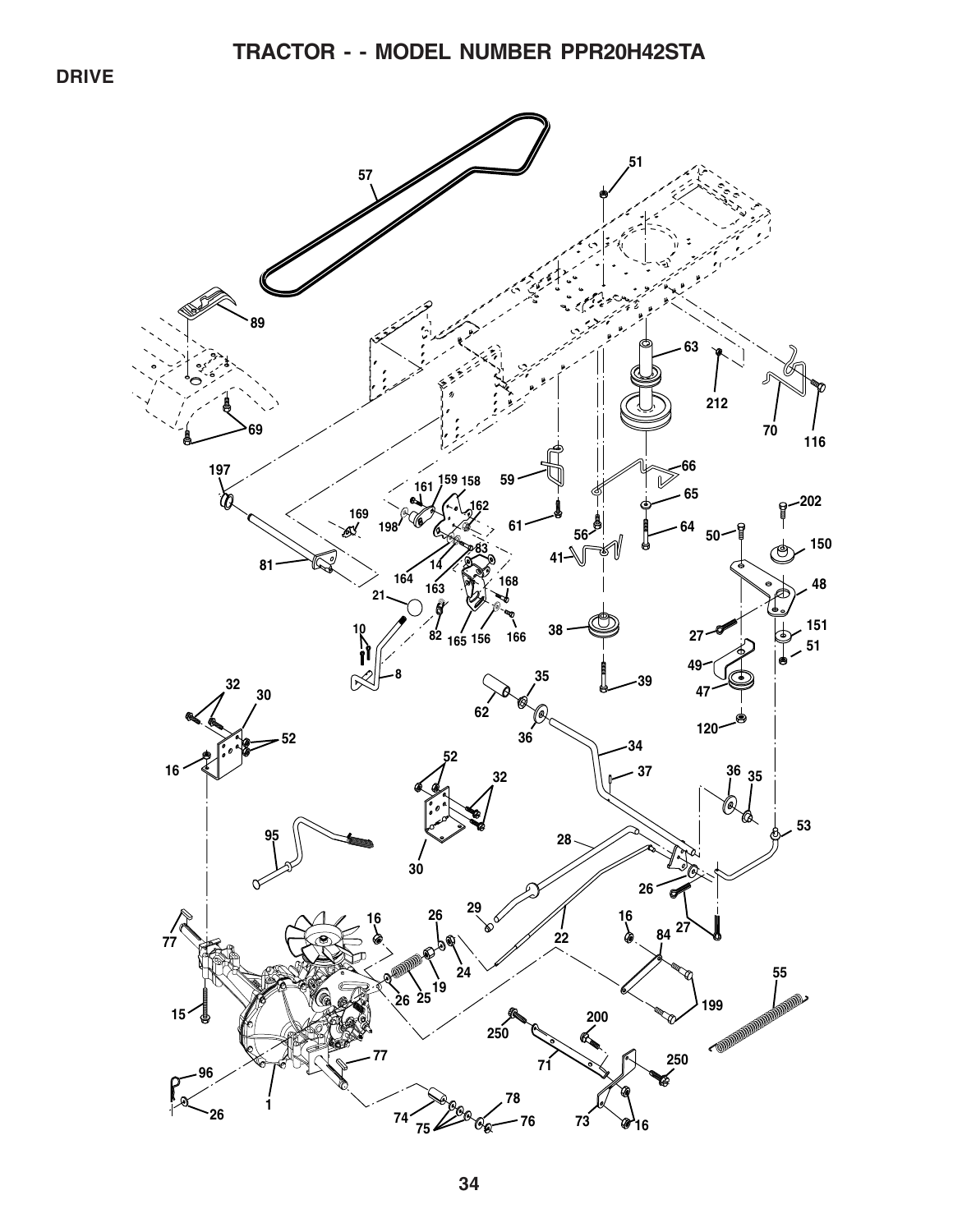# TRACTOR - - MODEL NUMBER PPR20H42STA

## DRIVE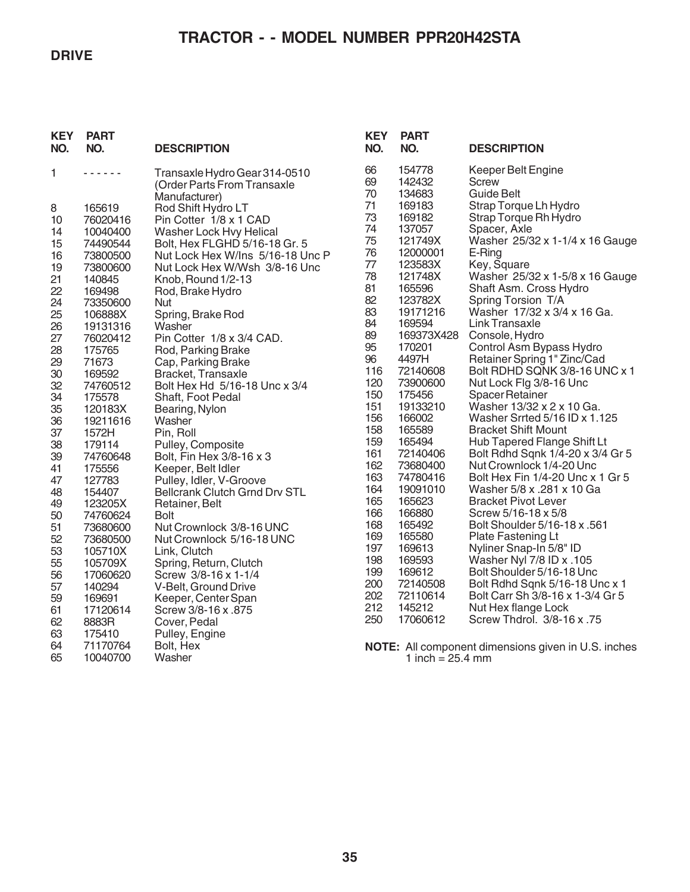# TRACTOR - - MODEL NUMBER PPR20H42STA

## DRIVE

| KEY NO. | PART NO. | DESCRIPTION |
|---|---|---|
| 1 | - - - - - - | Transaxle Hydro Gear 314-0510 (Order Parts From Transaxle Manufacturer) |
| 8 | 165619 | Rod Shift Hydro LT |
| 10 | 76020416 | Pin Cotter 1/8 x 1 CAD |
| 14 | 10040400 | Washer Lock Hvy Helical |
| 15 | 74490544 | Bolt, Hex FLGHD 5/16-18 Gr. 5 |
| 16 | 73800500 | Nut Lock Hex W/Ins 5/16-18 Unc P |
| 19 | 73800600 | Nut Lock Hex W/Wsh 3/8-16 Unc |
| 21 | 140845 | Knob, Round 1/2-13 |
| 22 | 169498 | Rod, Brake Hydro |
| 24 | 73350600 | Nut |
| 25 | 106888X | Spring, Brake Rod |
| 26 | 19131316 | Washer |
| 27 | 76020412 | Pin Cotter 1/8 x 3/4 CAD. |
| 28 | 175765 | Rod, Parking Brake |
| 29 | 71673 | Cap, Parking Brake |
| 30 | 169592 | Bracket, Transaxle |
| 32 | 74760512 | Bolt Hex Hd 5/16-18 Unc x 3/4 |
| 34 | 175578 | Shaft, Foot Pedal |
| 35 | 120183X | Bearing, Nylon |
| 36 | 19211616 | Washer |
| 37 | 1572H | Pin, Roll |
| 38 | 179114 | Pulley, Composite |
| 39 | 74760648 | Bolt, Fin Hex 3/8-16 x 3 |
| 41 | 175556 | Keeper, Belt Idler |
| 47 | 127783 | Pulley, Idler, V-Groove |
| 48 | 154407 | Bellcrank Clutch Grnd Drv STL |
| 49 | 123205X | Retainer, Belt |
| 50 | 74760624 | Bolt |
| 51 | 73680600 | Nut Crownlock 3/8-16 UNC |
| 52 | 73680500 | Nut Crownlock 5/16-18 UNC |
| 53 | 105710X | Link, Clutch |
| 55 | 105709X | Spring, Return, Clutch |
| 56 | 17060620 | Screw 3/8-16 x 1-1/4 |
| 57 | 140294 | V-Belt, Ground Drive |
| 59 | 169691 | Keeper, Center Span |
| 61 | 17120614 | Screw 3/8-16 x .875 |
| 62 | 8883R | Cover, Pedal |
| 63 | 175410 | Pulley, Engine |
| 64 | 71170764 | Bolt, Hex |
| 65 | 10040700 | Washer |
| 66 | 154778 | Keeper Belt Engine |
| 69 | 142432 | Screw |
| 70 | 134683 | Guide Belt |
| 71 | 169183 | Strap Torque Lh Hydro |
| 73 | 169182 | Strap Torque Rh Hydro |
| 74 | 137057 | Spacer, Axle |
| 75 | 121749X | Washer 25/32 x 1-1/4 x 16 Gauge |
| 76 | 12000001 | E-Ring |
| 77 | 123583X | Key, Square |
| 78 | 121748X | Washer 25/32 x 1-5/8 x 16 Gauge |
| 81 | 165596 | Shaft Asm. Cross Hydro |
| 82 | 123782X | Spring Torsion T/A |
| 83 | 19171216 | Washer 17/32 x 3/4 x 16 Ga. |
| 84 | 169594 | Link Transaxle |
| 89 | 169373X428 | Console, Hydro |
| 95 | 170201 | Control Asm Bypass Hydro |
| 96 | 4497H | Retainer Spring 1" Zinc/Cad |
| 116 | 72140608 | Bolt RDHD SQNK 3/8-16 UNC x 1 |
| 120 | 73900600 | Nut Lock Flg 3/8-16 Unc |
| 150 | 175456 | Spacer Retainer |
| 151 | 19133210 | Washer 13/32 x 2 x 10 Ga. |
| 156 | 166002 | Washer Srrted 5/16 ID x 1.125 |
| 158 | 165589 | Bracket Shift Mount |
| 159 | 165494 | Hub Tapered Flange Shift Lt |
| 161 | 72140406 | Bolt Rdhd Sqnk 1/4-20 x 3/4 Gr 5 |
| 162 | 73680400 | Nut Crownlock 1/4-20 Unc |
| 163 | 74780416 | Bolt Hex Fin 1/4-20 Unc x 1 Gr 5 |
| 164 | 19091010 | Washer 5/8 x .281 x 10 Ga |
| 165 | 165623 | Bracket Pivot Lever |
| 166 | 166880 | Screw 5/16-18 x 5/8 |
| 168 | 165492 | Bolt Shoulder 5/16-18 x .561 |
| 169 | 165580 | Plate Fastening Lt |
| 197 | 169613 | Nyliner Snap-In 5/8" ID |
| 198 | 169593 | Washer Nyl 7/8 ID x .105 |
| 199 | 169612 | Bolt Shoulder 5/16-18 Unc |
| 200 | 72140508 | Bolt Rdhd Sqnk 5/16-18 Unc x 1 |
| 202 | 72110614 | Bolt Carr Sh 3/8-16 x 1-3/4 Gr 5 |
| 212 | 145212 | Nut Hex flange Lock |
| 250 | 17060612 | Screw Thdrol. 3/8-16 x .75 |

**NOTE:** All component dimensions given in U.S. inches
1 inch = 25.4 mm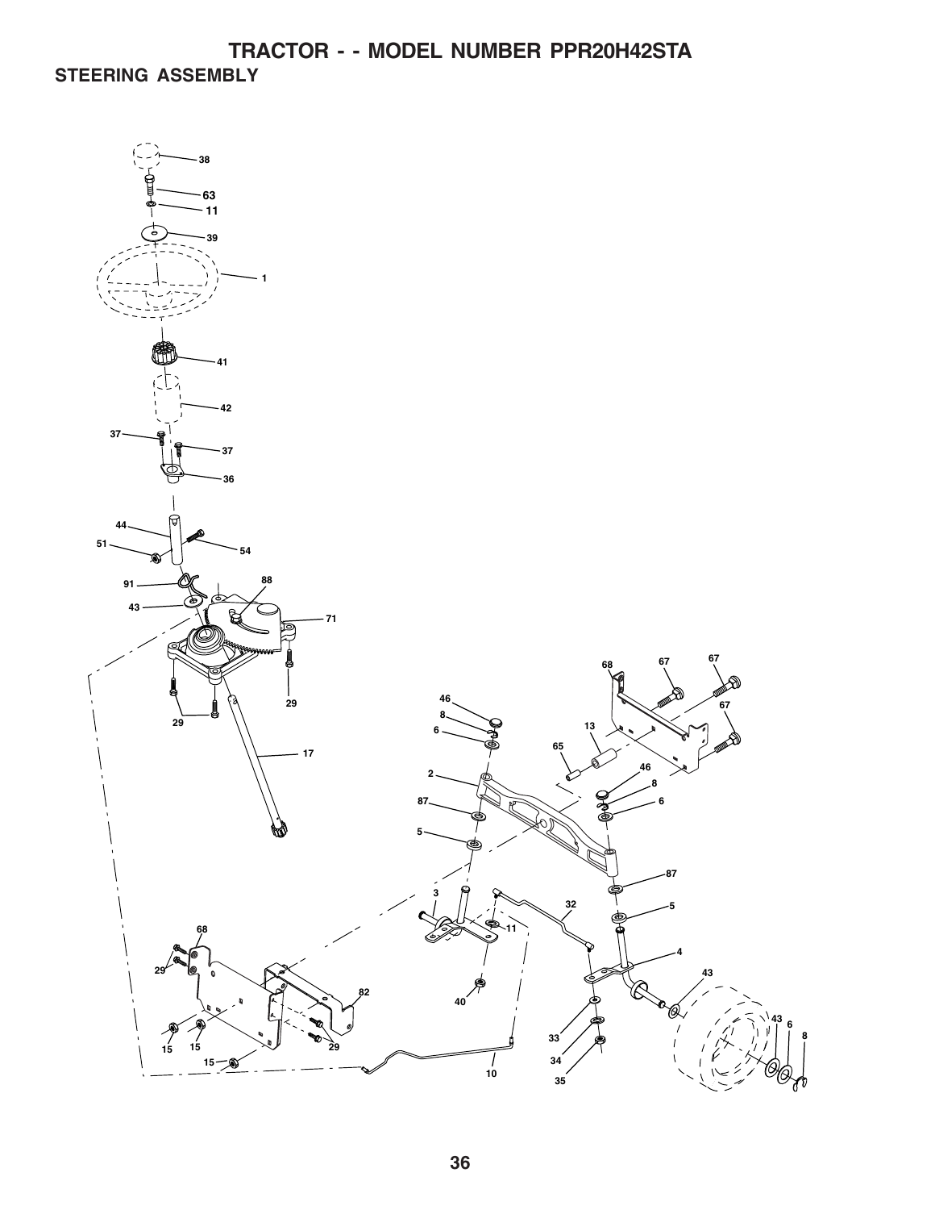# TRACTOR - - MODEL NUMBER PPR20H42STA

## STEERING ASSEMBLY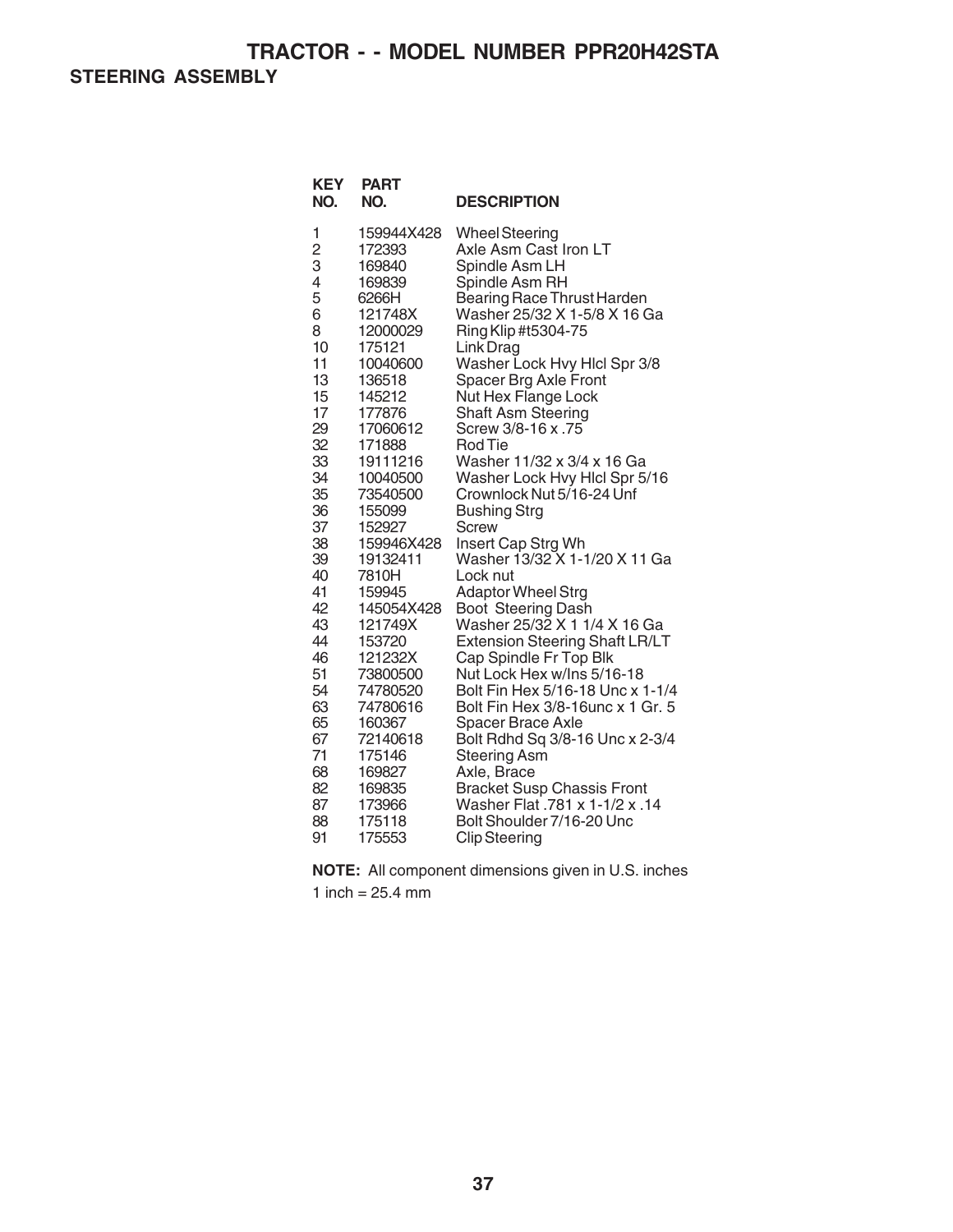# TRACTOR - - MODEL NUMBER PPR20H42STA

## STEERING ASSEMBLY

| KEY NO. | PART NO. | DESCRIPTION |
|---|---|---|
| 1 | 159944X428 | Wheel Steering |
| 2 | 172393 | Axle Asm Cast Iron LT |
| 3 | 169840 | Spindle Asm LH |
| 4 | 169839 | Spindle Asm RH |
| 5 | 6266H | Bearing Race Thrust Harden |
| 6 | 121748X | Washer 25/32 X 1-5/8 X 16 Ga |
| 8 | 12000029 | Ring Klip #t5304-75 |
| 10 | 175121 | Link Drag |
| 11 | 10040600 | Washer Lock Hvy Hlcl Spr 3/8 |
| 13 | 136518 | Spacer Brg Axle Front |
| 15 | 145212 | Nut Hex Flange Lock |
| 17 | 177876 | Shaft Asm Steering |
| 29 | 17060612 | Screw 3/8-16 x .75 |
| 32 | 171888 | Rod Tie |
| 33 | 19111216 | Washer 11/32 x 3/4 x 16 Ga |
| 34 | 10040500 | Washer Lock Hvy Hlcl Spr 5/16 |
| 35 | 73540500 | Crownlock Nut 5/16-24 Unf |
| 36 | 155099 | Bushing Strg |
| 37 | 152927 | Screw |
| 38 | 159946X428 | Insert Cap Strg Wh |
| 39 | 19132411 | Washer 13/32 X 1-1/20 X 11 Ga |
| 40 | 7810H | Lock nut |
| 41 | 159945 | Adaptor Wheel Strg |
| 42 | 145054X428 | Boot Steering Dash |
| 43 | 121749X | Washer 25/32 X 1 1/4 X 16 Ga |
| 44 | 153720 | Extension Steering Shaft LR/LT |
| 46 | 121232X | Cap Spindle Fr Top Blk |
| 51 | 73800500 | Nut Lock Hex w/Ins 5/16-18 |
| 54 | 74780520 | Bolt Fin Hex 5/16-18 Unc x 1-1/4 |
| 63 | 74780616 | Bolt Fin Hex 3/8-16unc x 1 Gr. 5 |
| 65 | 160367 | Spacer Brace Axle |
| 67 | 72140618 | Bolt Rdhd Sq 3/8-16 Unc x 2-3/4 |
| 71 | 175146 | Steering Asm |
| 68 | 169827 | Axle, Brace |
| 82 | 169835 | Bracket Susp Chassis Front |
| 87 | 173966 | Washer Flat .781 x 1-1/2 x .14 |
| 88 | 175118 | Bolt Shoulder 7/16-20 Unc |
| 91 | 175553 | Clip Steering |

**NOTE:** All component dimensions given in U.S. inches

1 inch = 25.4 mm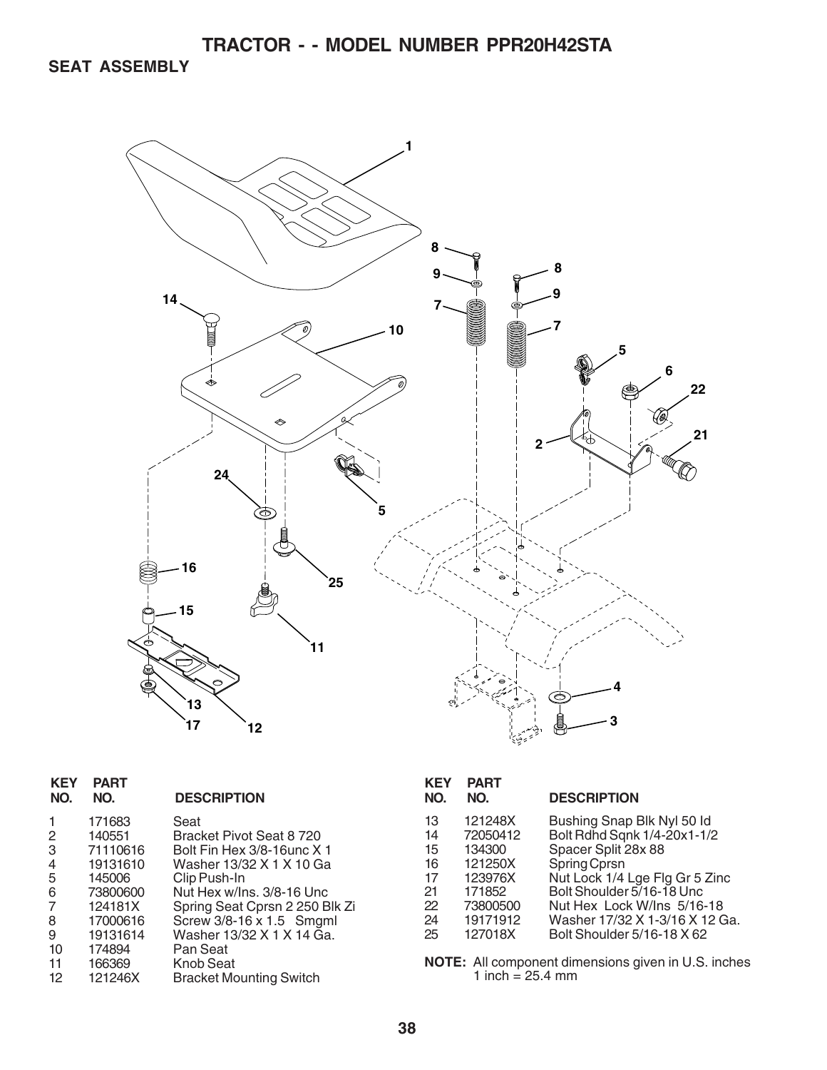# TRACTOR - - MODEL NUMBER PPR20H42STA

## SEAT ASSEMBLY

| KEY NO. | PART NO. | DESCRIPTION |
|---|---|---|
| 1 | 171683 | Seat |
| 2 | 140551 | Bracket Pivot Seat 8 720 |
| 3 | 71110616 | Bolt Fin Hex 3/8-16unc X 1 |
| 4 | 19131610 | Washer 13/32 X 1 X 10 Ga |
| 5 | 145006 | Clip Push-In |
| 6 | 73800600 | Nut Hex w/Ins. 3/8-16 Unc |
| 7 | 124181X | Spring Seat Cprsn 2 250 Blk Zi |
| 8 | 17000616 | Screw 3/8-16 x 1.5 Smgml |
| 9 | 19131614 | Washer 13/32 X 1 X 14 Ga. |
| 10 | 174894 | Pan Seat |
| 11 | 166369 | Knob Seat |
| 12 | 121246X | Bracket Mounting Switch |
| 13 | 121248X | Bushing Snap Blk Nyl 50 Id |
| 14 | 72050412 | Bolt Rdhd Sqnk 1/4-20x1-1/2 |
| 15 | 134300 | Spacer Split 28x 88 |
| 16 | 121250X | Spring Cprsn |
| 17 | 123976X | Nut Lock 1/4 Lge Flg Gr 5 Zinc |
| 21 | 171852 | Bolt Shoulder 5/16-18 Unc |
| 22 | 73800500 | Nut Hex Lock W/Ins 5/16-18 |
| 24 | 19171912 | Washer 17/32 X 1-3/16 X 12 Ga. |
| 25 | 127018X | Bolt Shoulder 5/16-18 X 62 |

**NOTE:** All component dimensions given in U.S. inches
1 inch = 25.4 mm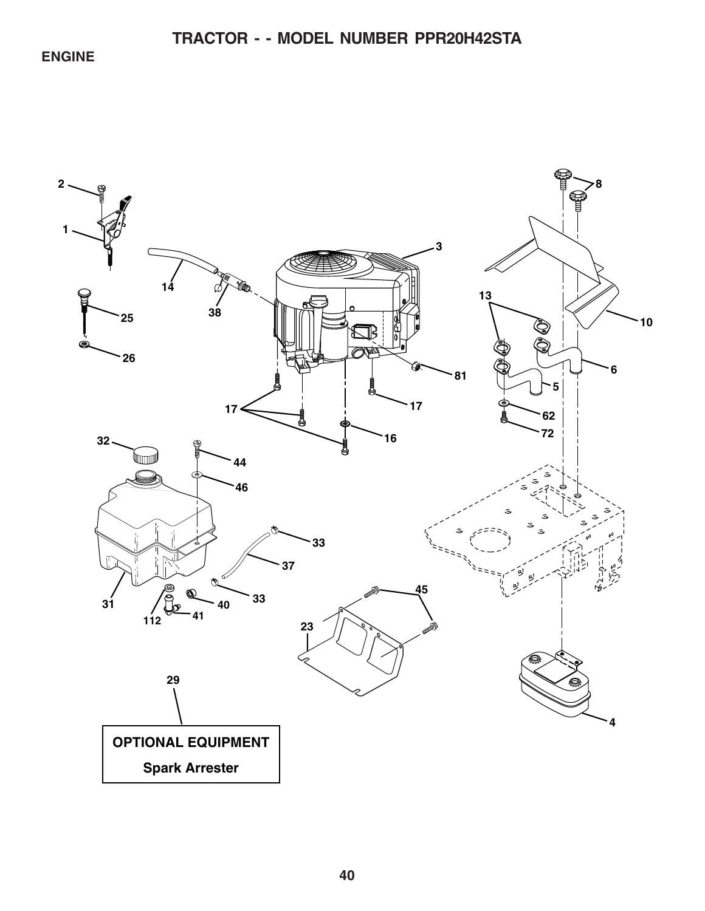# TRACTOR - - MODEL NUMBER PPR20H42STA

## ENGINE

OPTIONAL EQUIPMENT

Spark Arrester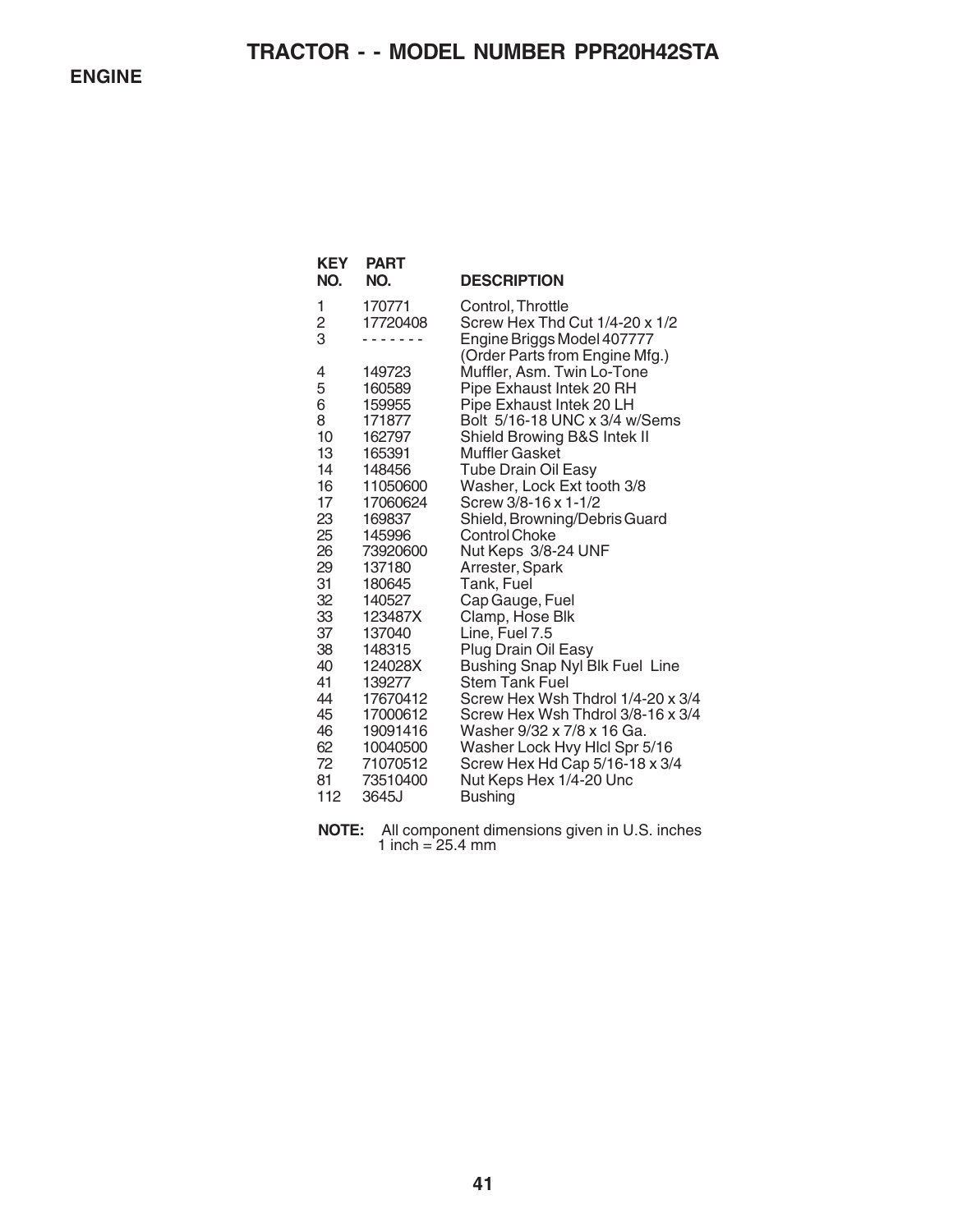# TRACTOR - - MODEL NUMBER PPR20H42STA

## ENGINE

| KEY NO. | PART NO. | DESCRIPTION |
|---|---|---|
| 1 | 170771 | Control, Throttle |
| 2 | 17720408 | Screw Hex Thd Cut 1/4-20 x 1/2 |
| 3 | - - - - - - - | Engine Briggs Model 407777 (Order Parts from Engine Mfg.) |
| 4 | 149723 | Muffler, Asm. Twin Lo-Tone |
| 5 | 160589 | Pipe Exhaust Intek 20 RH |
| 6 | 159955 | Pipe Exhaust Intek 20 LH |
| 8 | 171877 | Bolt 5/16-18 UNC x 3/4 w/Sems |
| 10 | 162797 | Shield Browing B&S Intek II |
| 13 | 165391 | Muffler Gasket |
| 14 | 148456 | Tube Drain Oil Easy |
| 16 | 11050600 | Washer, Lock Ext tooth 3/8 |
| 17 | 17060624 | Screw 3/8-16 x 1-1/2 |
| 23 | 169837 | Shield, Browning/Debris Guard |
| 25 | 145996 | Control Choke |
| 26 | 73920600 | Nut Keps 3/8-24 UNF |
| 29 | 137180 | Arrester, Spark |
| 31 | 180645 | Tank, Fuel |
| 32 | 140527 | Cap Gauge, Fuel |
| 33 | 123487X | Clamp, Hose Blk |
| 37 | 137040 | Line, Fuel 7.5 |
| 38 | 148315 | Plug Drain Oil Easy |
| 40 | 124028X | Bushing Snap Nyl Blk Fuel Line |
| 41 | 139277 | Stem Tank Fuel |
| 44 | 17670412 | Screw Hex Wsh Thdrol 1/4-20 x 3/4 |
| 45 | 17000612 | Screw Hex Wsh Thdrol 3/8-16 x 3/4 |
| 46 | 19091416 | Washer 9/32 x 7/8 x 16 Ga. |
| 62 | 10040500 | Washer Lock Hvy Hlcl Spr 5/16 |
| 72 | 71070512 | Screw Hex Hd Cap 5/16-18 x 3/4 |
| 81 | 73510400 | Nut Keps Hex 1/4-20 Unc |
| 112 | 3645J | Bushing |

**NOTE:** All component dimensions given in U.S. inches
1 inch = 25.4 mm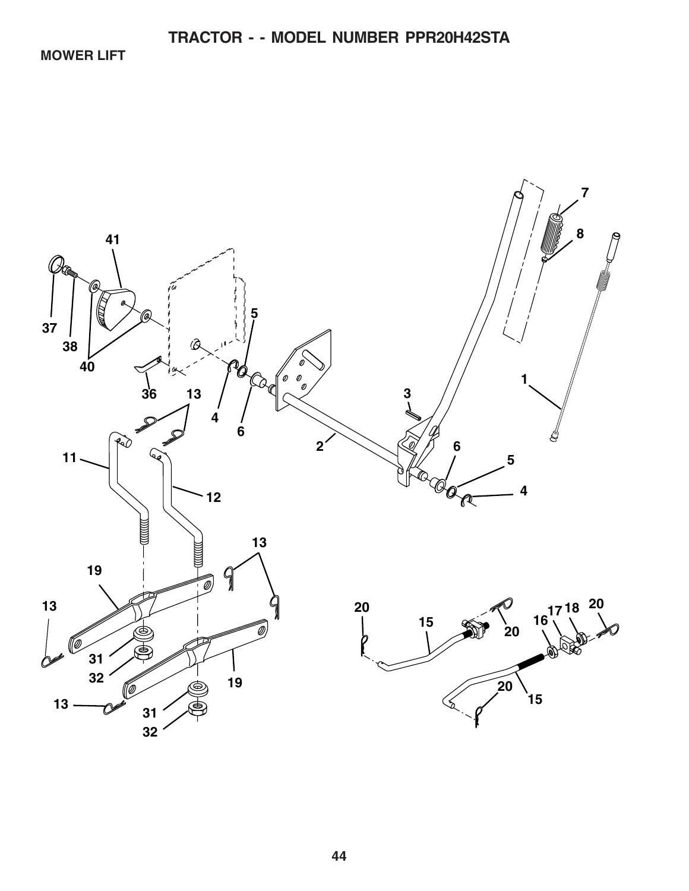# TRACTOR - - MODEL NUMBER PPR20H42STA

## MOWER LIFT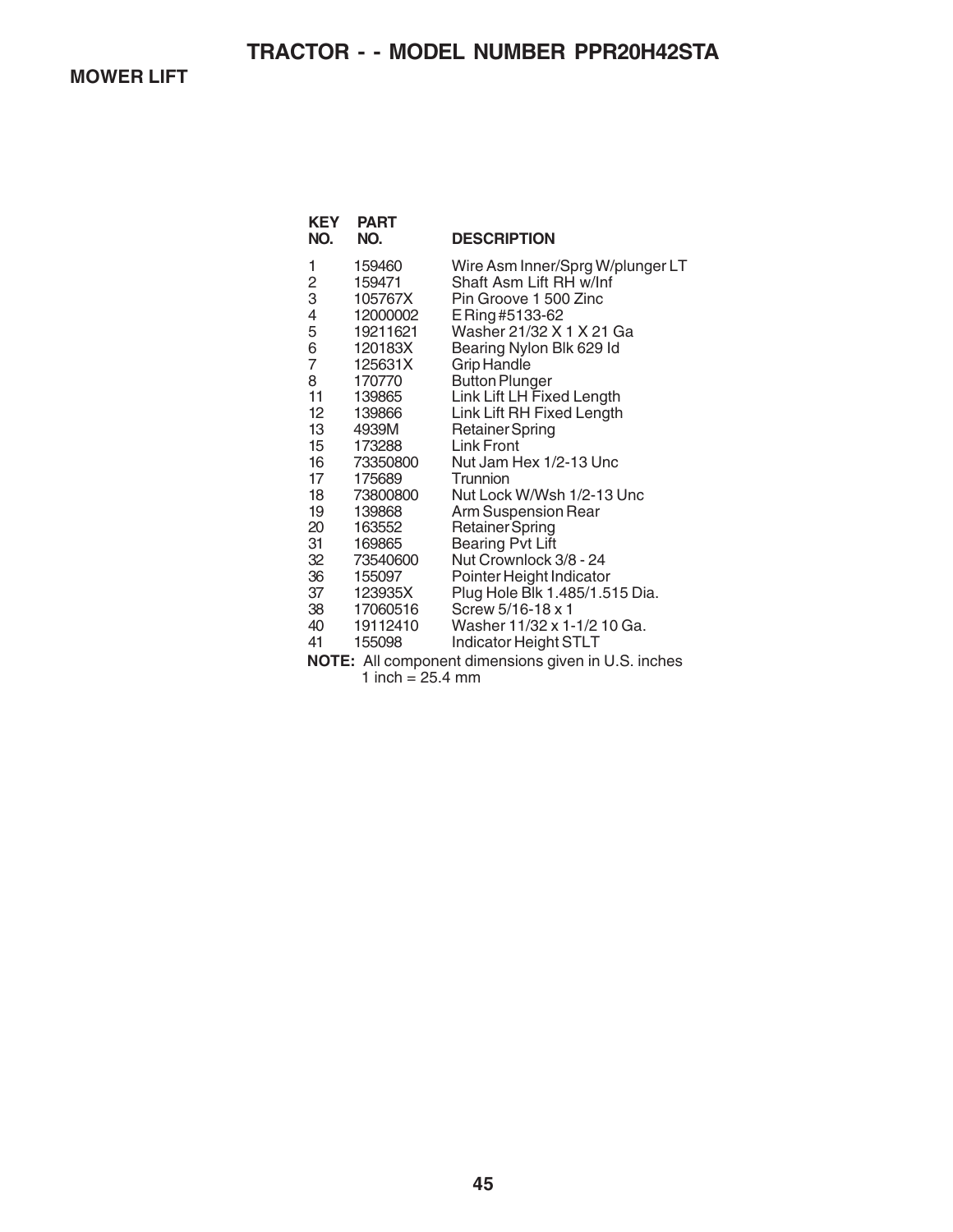# TRACTOR - - MODEL NUMBER PPR20H42STA

## MOWER LIFT

| KEY NO. | PART NO. | DESCRIPTION |
|---|---|---|
| 1 | 159460 | Wire Asm Inner/Sprg W/plunger LT |
| 2 | 159471 | Shaft Asm Lift RH w/Inf |
| 3 | 105767X | Pin Groove 1 500 Zinc |
| 4 | 12000002 | E Ring #5133-62 |
| 5 | 19211621 | Washer 21/32 X 1 X 21 Ga |
| 6 | 120183X | Bearing Nylon Blk 629 Id |
| 7 | 125631X | Grip Handle |
| 8 | 170770 | Button Plunger |
| 11 | 139865 | Link Lift LH Fixed Length |
| 12 | 139866 | Link Lift RH Fixed Length |
| 13 | 4939M | Retainer Spring |
| 15 | 173288 | Link Front |
| 16 | 73350800 | Nut Jam Hex 1/2-13 Unc |
| 17 | 175689 | Trunnion |
| 18 | 73800800 | Nut Lock W/Wsh 1/2-13 Unc |
| 19 | 139868 | Arm Suspension Rear |
| 20 | 163552 | Retainer Spring |
| 31 | 169865 | Bearing Pvt Lift |
| 32 | 73540600 | Nut Crownlock 3/8 - 24 |
| 36 | 155097 | Pointer Height Indicator |
| 37 | 123935X | Plug Hole Blk 1.485/1.515 Dia. |
| 38 | 17060516 | Screw 5/16-18 x 1 |
| 40 | 19112410 | Washer 11/32 x 1-1/2 10 Ga. |
| 41 | 155098 | Indicator Height STLT |

**NOTE:** All component dimensions given in U.S. inches
1 inch = 25.4 mm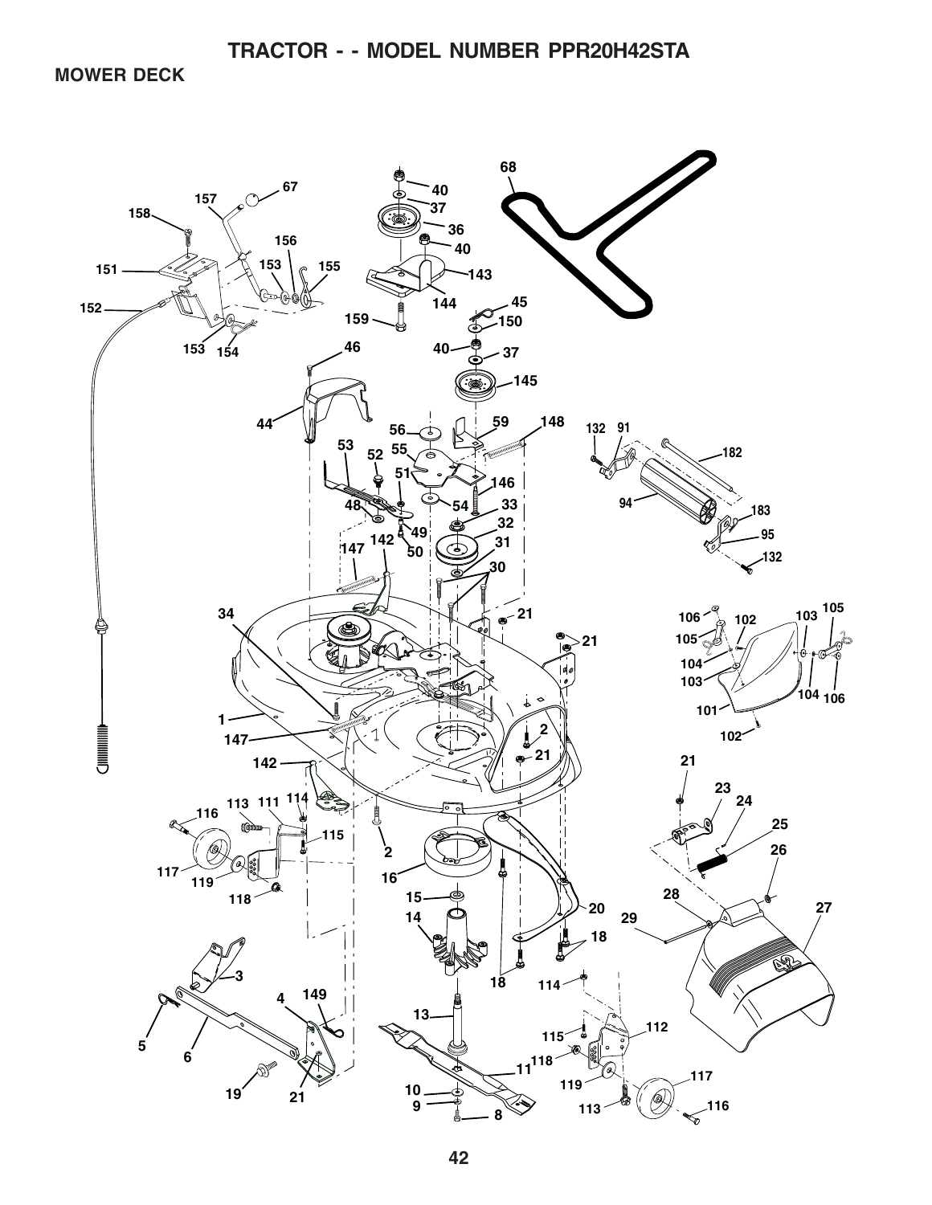# TRACTOR - - MODEL NUMBER PPR20H42STA

## MOWER DECK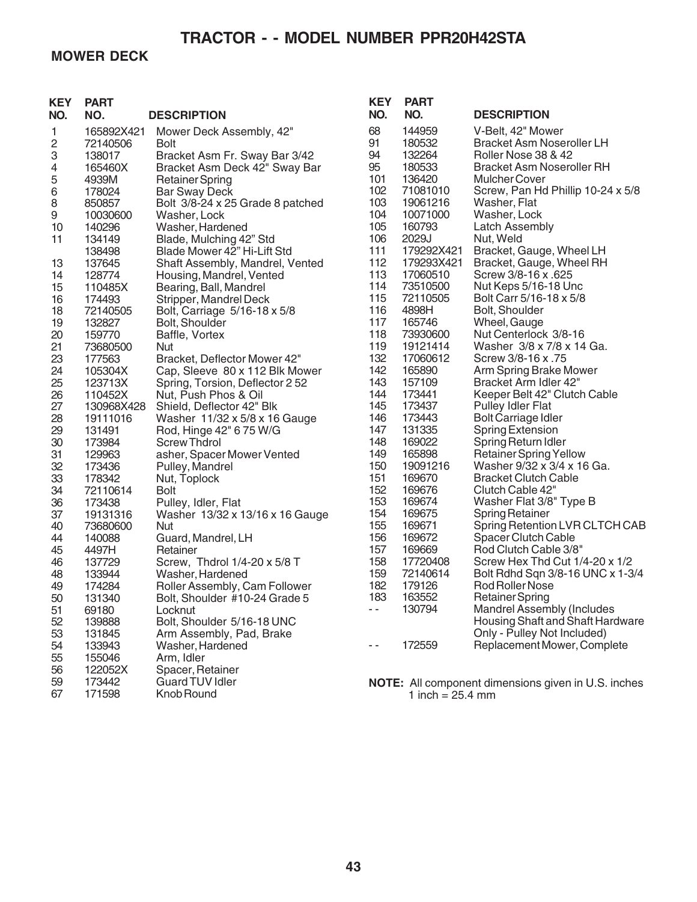# TRACTOR - - MODEL NUMBER PPR20H42STA

## MOWER DECK

| KEY NO. | PART NO. | DESCRIPTION |
|---|---|---|
| 1 | 165892X421 | Mower Deck Assembly, 42" |
| 2 | 72140506 | Bolt |
| 3 | 138017 | Bracket Asm Fr. Sway Bar 3/42 |
| 4 | 165460X | Bracket Asm Deck 42" Sway Bar |
| 5 | 4939M | Retainer Spring |
| 6 | 178024 | Bar Sway Deck |
| 8 | 850857 | Bolt 3/8-24 x 25 Grade 8 patched |
| 9 | 10030600 | Washer, Lock |
| 10 | 140296 | Washer, Hardened |
| 11 | 134149 | Blade, Mulching 42" Std |
| | 138498 | Blade Mower 42" Hi-Lift Std |
| 13 | 137645 | Shaft Assembly, Mandrel, Vented |
| 14 | 128774 | Housing, Mandrel, Vented |
| 15 | 110485X | Bearing, Ball, Mandrel |
| 16 | 174493 | Stripper, Mandrel Deck |
| 18 | 72140505 | Bolt, Carriage 5/16-18 x 5/8 |
| 19 | 132827 | Bolt, Shoulder |
| 20 | 159770 | Baffle, Vortex |
| 21 | 73680500 | Nut |
| 23 | 177563 | Bracket, Deflector Mower 42" |
| 24 | 105304X | Cap, Sleeve 80 x 112 Blk Mower |
| 25 | 123713X | Spring, Torsion, Deflector 2 52 |
| 26 | 110452X | Nut, Push Phos & Oil |
| 27 | 130968X428 | Shield, Deflector 42" Blk |
| 28 | 19111016 | Washer 11/32 x 5/8 x 16 Gauge |
| 29 | 131491 | Rod, Hinge 42" 6 75 W/G |
| 30 | 173984 | Screw Thdrol |
| 31 | 129963 | asher, Spacer Mower Vented |
| 32 | 173436 | Pulley, Mandrel |
| 33 | 178342 | Nut, Toplock |
| 34 | 72110614 | Bolt |
| 36 | 173438 | Pulley, Idler, Flat |
| 37 | 19131316 | Washer 13/32 x 13/16 x 16 Gauge |
| 40 | 73680600 | Nut |
| 44 | 140088 | Guard, Mandrel, LH |
| 45 | 4497H | Retainer |
| 46 | 137729 | Screw, Thdrol 1/4-20 x 5/8 T |
| 48 | 133944 | Washer, Hardened |
| 49 | 174284 | Roller Assembly, Cam Follower |
| 50 | 131340 | Bolt, Shoulder #10-24 Grade 5 |
| 51 | 69180 | Locknut |
| 52 | 139888 | Bolt, Shoulder 5/16-18 UNC |
| 53 | 131845 | Arm Assembly, Pad, Brake |
| 54 | 133943 | Washer, Hardened |
| 55 | 155046 | Arm, Idler |
| 56 | 122052X | Spacer, Retainer |
| 59 | 173442 | Guard TUV Idler |
| 67 | 171598 | Knob Round |
| 68 | 144959 | V-Belt, 42" Mower |
| 91 | 180532 | Bracket Asm Noseroller LH |
| 94 | 132264 | Roller Nose 38 & 42 |
| 95 | 180533 | Bracket Asm Noseroller RH |
| 101 | 136420 | Mulcher Cover |
| 102 | 71081010 | Screw, Pan Hd Phillip 10-24 x 5/8 |
| 103 | 19061216 | Washer, Flat |
| 104 | 10071000 | Washer, Lock |
| 105 | 160793 | Latch Assembly |
| 106 | 2029J | Nut, Weld |
| 111 | 179292X421 | Bracket, Gauge, Wheel LH |
| 112 | 179293X421 | Bracket, Gauge, Wheel RH |
| 113 | 17060510 | Screw 3/8-16 x .625 |
| 114 | 73510500 | Nut Keps 5/16-18 Unc |
| 115 | 72110505 | Bolt Carr 5/16-18 x 5/8 |
| 116 | 4898H | Bolt, Shoulder |
| 117 | 165746 | Wheel, Gauge |
| 118 | 73930600 | Nut Centerlock 3/8-16 |
| 119 | 19121414 | Washer 3/8 x 7/8 x 14 Ga. |
| 132 | 17060612 | Screw 3/8-16 x .75 |
| 142 | 165890 | Arm Spring Brake Mower |
| 143 | 157109 | Bracket Arm Idler 42" |
| 144 | 173441 | Keeper Belt 42" Clutch Cable |
| 145 | 173437 | Pulley Idler Flat |
| 146 | 173443 | Bolt Carriage Idler |
| 147 | 131335 | Spring Extension |
| 148 | 169022 | Spring Return Idler |
| 149 | 165898 | Retainer Spring Yellow |
| 150 | 19091216 | Washer 9/32 x 3/4 x 16 Ga. |
| 151 | 169670 | Bracket Clutch Cable |
| 152 | 169676 | Clutch Cable 42" |
| 153 | 169674 | Washer Flat 3/8" Type B |
| 154 | 169675 | Spring Retainer |
| 155 | 169671 | Spring Retention LVR CLTCH CAB |
| 156 | 169672 | Spacer Clutch Cable |
| 157 | 169669 | Rod Clutch Cable 3/8" |
| 158 | 17720408 | Screw Hex Thd Cut 1/4-20 x 1/2 |
| 159 | 72140614 | Bolt Rdhd Sqn 3/8-16 UNC x 1-3/4 |
| 182 | 179126 | Rod Roller Nose |
| 183 | 163552 | Retainer Spring |
| - - | 130794 | Mandrel Assembly (Includes Housing Shaft and Shaft Hardware Only - Pulley Not Included) |
| - - | 172559 | Replacement Mower, Complete |

**NOTE:** All component dimensions given in U.S. inches
1 inch = 25.4 mm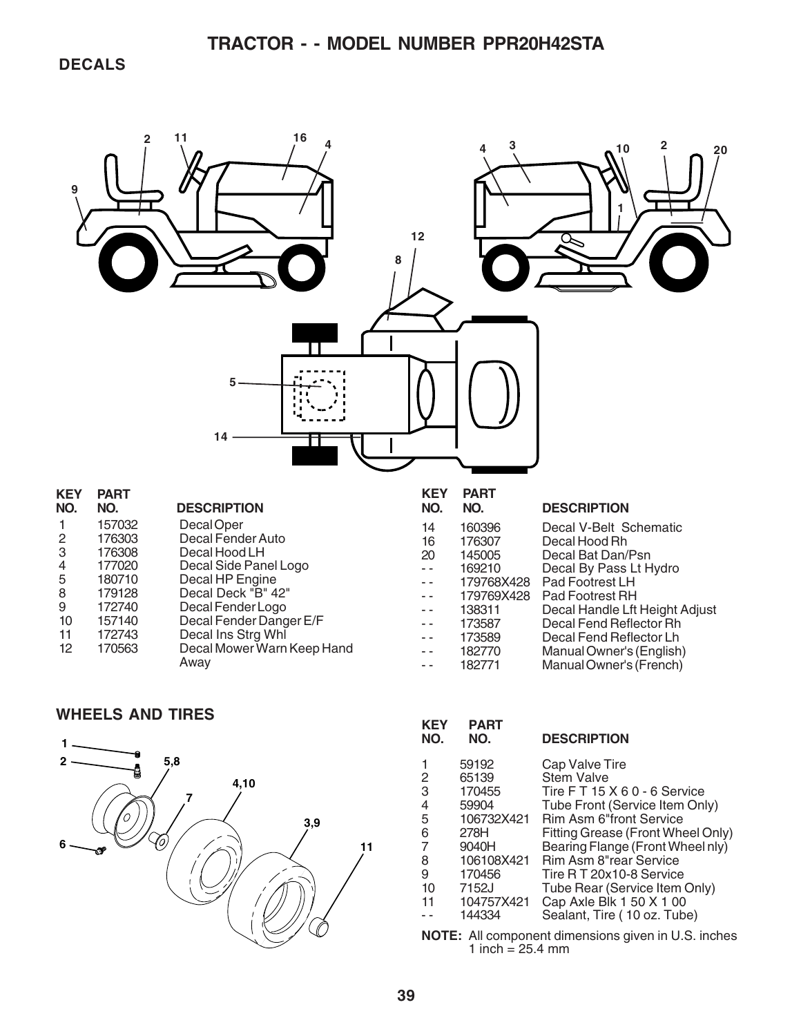# TRACTOR - - MODEL NUMBER PPR20H42STA

## DECALS

| KEY NO. | PART NO. | DESCRIPTION |
|---|---|---|
| 1 | 157032 | Decal Oper |
| 2 | 176303 | Decal Fender Auto |
| 3 | 176308 | Decal Hood LH |
| 4 | 177020 | Decal Side Panel Logo |
| 5 | 180710 | Decal HP Engine |
| 8 | 179128 | Decal Deck "B" 42" |
| 9 | 172740 | Decal Fender Logo |
| 10 | 157140 | Decal Fender Danger E/F |
| 11 | 172743 | Decal Ins Strg Whl |
| 12 | 170563 | Decal Mower Warn Keep Hand Away |
| 14 | 160396 | Decal V-Belt Schematic |
| 16 | 176307 | Decal Hood Rh |
| 20 | 145005 | Decal Bat Dan/Psn |
| - - | 169210 | Decal By Pass Lt Hydro |
| - - | 179768X428 | Pad Footrest LH |
| - - | 179769X428 | Pad Footrest RH |
| - - | 138311 | Decal Handle Lft Height Adjust |
| - - | 173587 | Decal Fend Reflector Rh |
| - - | 173589 | Decal Fend Reflector Lh |
| - - | 182770 | Manual Owner's (English) |
| - - | 182771 | Manual Owner's (French) |

## WHEELS AND TIRES

| KEY NO. | PART NO. | DESCRIPTION |
|---|---|---|
| 1 | 59192 | Cap Valve Tire |
| 2 | 65139 | Stem Valve |
| 3 | 170455 | Tire F T 15 X 6 0 - 6 Service |
| 4 | 59904 | Tube Front (Service Item Only) |
| 5 | 106732X421 | Rim Asm 6"front Service |
| 6 | 278H | Fitting Grease (Front Wheel Only) |
| 7 | 9040H | Bearing Flange (Front Wheel nly) |
| 8 | 106108X421 | Rim Asm 8"rear Service |
| 9 | 170456 | Tire R T 20x10-8 Service |
| 10 | 7152J | Tube Rear (Service Item Only) |
| 11 | 104757X421 | Cap Axle Blk 1 50 X 1 00 |
| - - | 144334 | Sealant, Tire ( 10 oz. Tube) |

**NOTE:** All component dimensions given in U.S. inches
1 inch = 25.4 mm